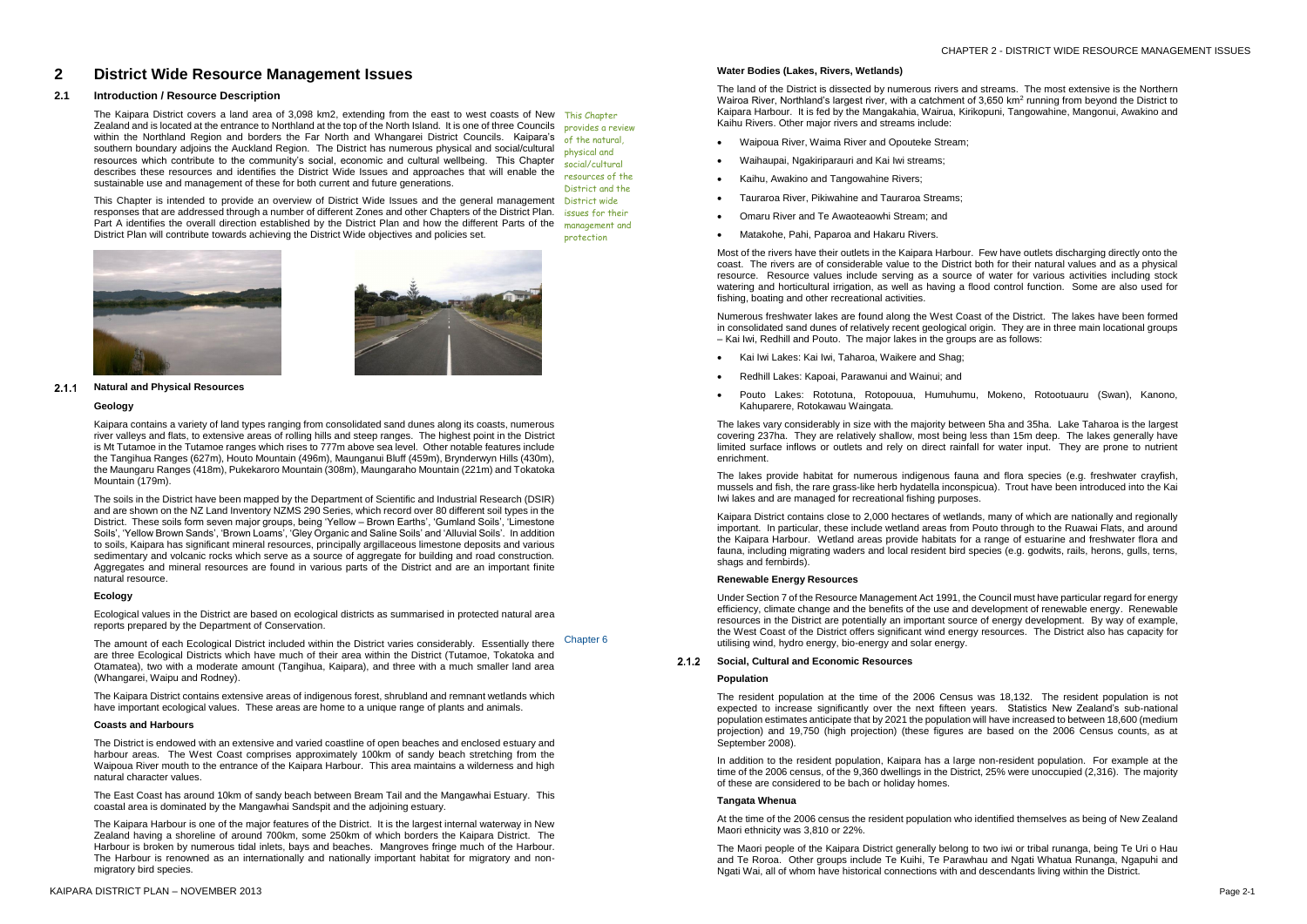# 2 District Wide Resource Management Issues

## 2.1 Introduction / Resource Description

The Kaipara District covers a land area of 3,098 km2, extending from the east to west coasts of New Zealand and is located at the entrance to Northland at the top of the North Island. It is one of three Councils within the Northland Region and borders the Far North and Whangarei District Councils. Kaipara's southern boundary adjoins the Auckland Region. The District has numerous physical and social/cultural resources which contribute to the community's social, economic and cultural wellbeing. This Chapter describes these resources and identifies the District Wide Issues and approaches that will enable the sustainable use and management of these for both current and future generations.

This Chapter provides a review of the natural, physical and social/cultural resources of the District and the District wide issues for their management and protection

This Chapter is intended to provide an overview of District Wide Issues and the general management responses that are addressed through a number of different Zones and other Chapters of the District Plan. Part A identifies the overall direction established by the District Plan and how the different Parts of the District Plan will contribute towards achieving the District Wide objectives and policies set.

### 2.1.1 Natural and Physical Resources

#### Geology

Kaipara contains a variety of land types ranging from consolidated sand dunes along its coasts, numerous river valleys and flats, to extensive areas of rolling hills and steep ranges. The highest point in the District is Mt Tutamoe in the Tutamoe ranges which rises to 777m above sea level. Other notable features include the Tangihua Ranges (627m), Houto Mountain (496m), Maunganui Bluff (459m), Brynderwyn Hills (430m), the Maungaru Ranges (418m), Pukekaroro Mountain (308m), Maungaraho Mountain (221m) and Tokatoka Mountain (179m).

The soils in the District have been mapped by the Department of Scientific and Industrial Research (DSIR) and are shown on the NZ Land Inventory NZMS 290 Series, which record over 80 different soil types in the District. These soils form seven major groups, being 'Yellow – Brown Earths', 'Gumland Soils', 'Limestone Soils', 'Yellow Brown Sands', 'Brown Loams', 'Gley Organic and Saline Soils' and 'Alluvial Soils'. In addition to soils, Kaipara has significant mineral resources, principally argillaceous limestone deposits and various sedimentary and volcanic rocks which serve as a source of aggregate for building and road construction. Aggregates and mineral resources are found in various parts of the District and are an important finite natural resource.

#### Ecology

Ecological values in the District are based on ecological districts as summarised in protected natural area reports prepared by the Department of Conservation.

The amount of each Ecological District included within the District varies considerably. Essentially there are three Ecological Districts which have much of their area within the District (Tutamoe, Tokatoka and Otamatea), two with a moderate amount (Tangihua, Kaipara), and three with a much smaller land area (Whangarei, Waipu and Rodney).

Chapter 6

The Kaipara District contains extensive areas of indigenous forest, shrubland and remnant wetlands which have important ecological values. These areas are home to a unique range of plants and animals.

#### Coasts and Harbours

The District is endowed with an extensive and varied coastline of open beaches and enclosed estuary and harbour areas. The West Coast comprises approximately 100km of sandy beach stretching from the Waipoua River mouth to the entrance of the Kaipara Harbour. This area maintains a wilderness and high natural character values.

The East Coast has around 10km of sandy beach between Bream Tail and the Mangawhai Estuary. This coastal area is dominated by the Mangawhai Sandspit and the adjoining estuary.

The Kaipara Harbour is one of the major features of the District. It is the largest internal waterway in New Zealand having a shoreline of around 700km, some 250km of which borders the Kaipara District. The Harbour is broken by numerous tidal inlets, bays and beaches. Mangroves fringe much of the Harbour. The Harbour is renowned as an internationally and nationally important habitat for migratory and non-migratory bird species.

#### Water Bodies (Lakes, Rivers, Wetlands)

The land of the District is dissected by numerous rivers and streams. The most extensive is the Northern Wairoa River, Northland's largest river, with a catchment of 3,650 km$^2$ running from beyond the District to Kaipara Harbour. It is fed by the Mangakahia, Wairua, Kirikopuni, Tangowahine, Mangonui, Awakino and Kaihu Rivers. Other major rivers and streams include:

- Waipoua River, Waima River and Opouteke Stream;
- Waihaupai, Ngakiriparauri and Kai Iwi streams;
- Kaihu, Awakino and Tangowahine Rivers;
- Tauraroa River, Pikiwahine and Tauraroa Streams;
- Omaru River and Te Awaoteaowhi Stream; and
- Matakohe, Pahi, Paparoa and Hakaru Rivers.

Most of the rivers have their outlets in the Kaipara Harbour. Few have outlets discharging directly onto the coast. The rivers are of considerable value to the District both for their natural values and as a physical resource. Resource values include serving as a source of water for various activities including stock watering and horticultural irrigation, as well as having a flood control function. Some are also used for fishing, boating and other recreational activities.

Numerous freshwater lakes are found along the West Coast of the District. The lakes have been formed in consolidated sand dunes of relatively recent geological origin. They are in three main locational groups – Kai Iwi, Redhill and Pouto. The major lakes in the groups are as follows:

- Kai Iwi Lakes: Kai Iwi, Taharoa, Waikere and Shag;
- Redhill Lakes: Kapoai, Parawanui and Wainui; and
- Pouto Lakes: Rototuna, Rotopouua, Humuhumu, Mokeno, Rotootuauru (Swan), Kanono, Kahuparere, Rotokawau Waingata.

The lakes vary considerably in size with the majority between 5ha and 35ha. Lake Taharoa is the largest covering 237ha. They are relatively shallow, most being less than 15m deep. The lakes generally have limited surface inflows or outlets and rely on direct rainfall for water input. They are prone to nutrient enrichment.

The lakes provide habitat for numerous indigenous fauna and flora species (e.g. freshwater crayfish, mussels and fish, the rare grass-like herb hydatella inconspicua). Trout have been introduced into the Kai Iwi lakes and are managed for recreational fishing purposes.

Kaipara District contains close to 2,000 hectares of wetlands, many of which are nationally and regionally important. In particular, these include wetland areas from Pouto through to the Ruawai Flats, and around the Kaipara Harbour. Wetland areas provide habitats for a range of estuarine and freshwater flora and fauna, including migrating waders and local resident bird species (e.g. godwits, rails, herons, gulls, terns, shags and fernbirds).

#### Renewable Energy Resources

Under Section 7 of the Resource Management Act 1991, the Council must have particular regard for energy efficiency, climate change and the benefits of the use and development of renewable energy. Renewable resources in the District are potentially an important source of energy development. By way of example, the West Coast of the District offers significant wind energy resources. The District also has capacity for utilising wind, hydro energy, bio-energy and solar energy.

### 2.1.2 Social, Cultural and Economic Resources

#### Population

The resident population at the time of the 2006 Census was 18,132. The resident population is not expected to increase significantly over the next fifteen years. Statistics New Zealand's sub-national population estimates anticipate that by 2021 the population will have increased to between 18,600 (medium projection) and 19,750 (high projection) (these figures are based on the 2006 Census counts, as at September 2008).

In addition to the resident population, Kaipara has a large non-resident population. For example at the time of the 2006 census, of the 9,360 dwellings in the District, 25% were unoccupied (2,316). The majority of these are considered to be bach or holiday homes.

#### Tangata Whenua

At the time of the 2006 census the resident population who identified themselves as being of New Zealand Maori ethnicity was 3,810 or 22%.

The Maori people of the Kaipara District generally belong to two iwi or tribal runanga, being Te Uri o Hau and Te Roroa. Other groups include Te Kuihi, Te Parawhau and Ngati Whatua Runanga, Ngapuhi and Ngati Wai, all of whom have historical connections with and descendants living within the District.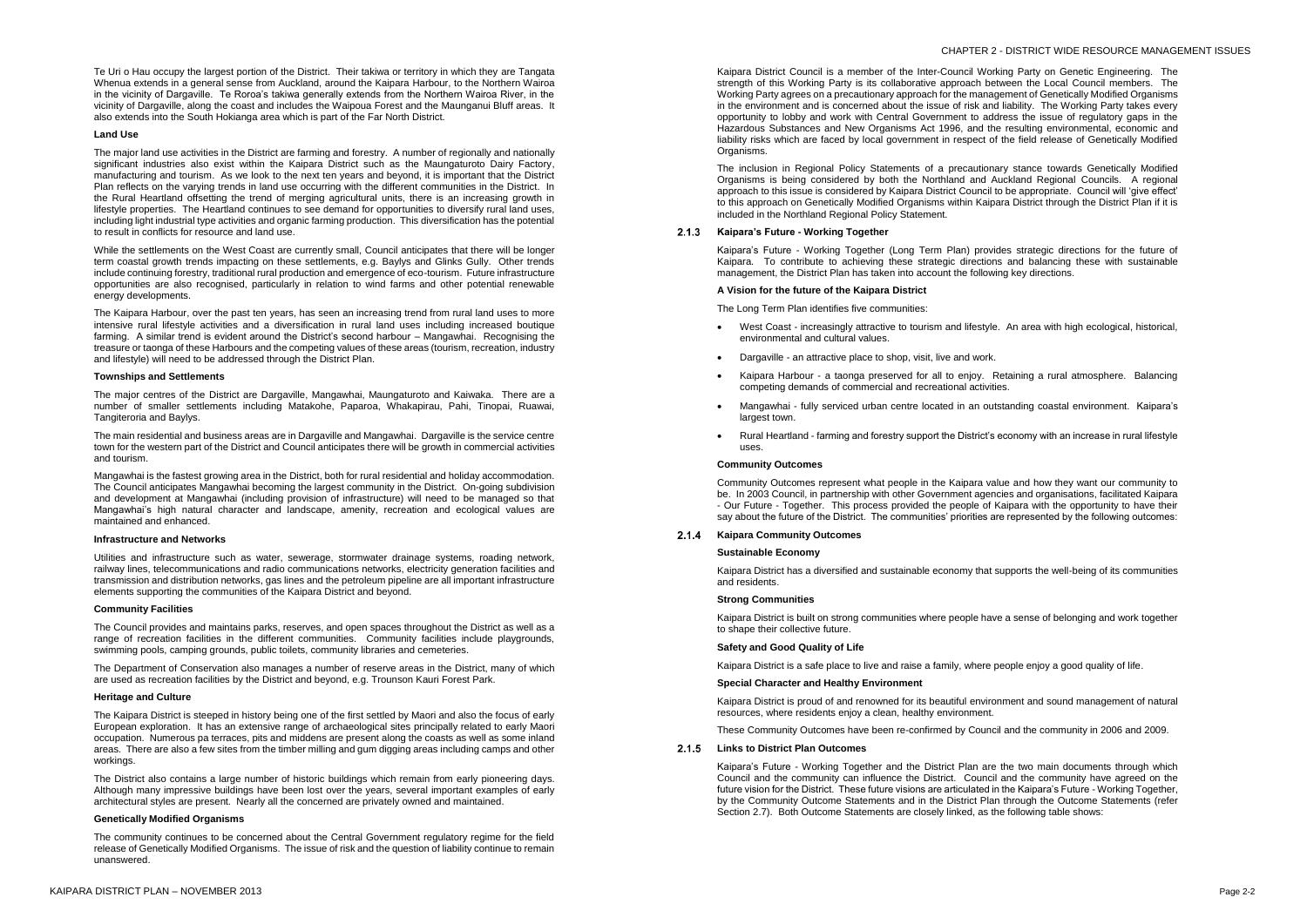Te Uri o Hau occupy the largest portion of the District. Their takiwa or territory in which they are Tangata Whenua extends in a general sense from Auckland, around the Kaipara Harbour, to the Northern Wairoa in the vicinity of Dargaville. Te Roroa's takiwa generally extends from the Northern Wairoa River, in the vicinity of Dargaville, along the coast and includes the Waipoua Forest and the Maunganui Bluff areas. It also extends into the South Hokianga area which is part of the Far North District.

**Land Use**

The major land use activities in the District are farming and forestry. A number of regionally and nationally significant industries also exist within the Kaipara District such as the Maungaturoto Dairy Factory, manufacturing and tourism. As we look to the next ten years and beyond, it is important that the District Plan reflects on the varying trends in land use occurring with the different communities in the District. In the Rural Heartland offsetting the trend of merging agricultural units, there is an increasing growth in lifestyle properties. The Heartland continues to see demand for opportunities to diversify rural land uses, including light industrial type activities and organic farming production. This diversification has the potential to result in conflicts for resource and land use.

While the settlements on the West Coast are currently small, Council anticipates that there will be longer term coastal growth trends impacting on these settlements, e.g. Baylys and Glinks Gully. Other trends include continuing forestry, traditional rural production and emergence of eco-tourism. Future infrastructure opportunities are also recognised, particularly in relation to wind farms and other potential renewable energy developments.

The Kaipara Harbour, over the past ten years, has seen an increasing trend from rural land uses to more intensive rural lifestyle activities and a diversification in rural land uses including increased boutique farming. A similar trend is evident around the District's second harbour – Mangawhai. Recognising the treasure or taonga of these Harbours and the competing values of these areas (tourism, recreation, industry and lifestyle) will need to be addressed through the District Plan.

**Townships and Settlements**

The major centres of the District are Dargaville, Mangawhai, Maungaturoto and Kaiwaka. There are a number of smaller settlements including Matakohe, Paparoa, Whakapirau, Pahi, Tinopai, Ruawai, Tangiteroria and Baylys.

The main residential and business areas are in Dargaville and Mangawhai. Dargaville is the service centre town for the western part of the District and Council anticipates there will be growth in commercial activities and tourism.

Mangawhai is the fastest growing area in the District, both for rural residential and holiday accommodation. The Council anticipates Mangawhai becoming the largest community in the District. On-going subdivision and development at Mangawhai (including provision of infrastructure) will need to be managed so that Mangawhai's high natural character and landscape, amenity, recreation and ecological values are maintained and enhanced.

**Infrastructure and Networks**

Utilities and infrastructure such as water, sewerage, stormwater drainage systems, roading network, railway lines, telecommunications and radio communications networks, electricity generation facilities and transmission and distribution networks, gas lines and the petroleum pipeline are all important infrastructure elements supporting the communities of the Kaipara District and beyond.

**Community Facilities**

The Council provides and maintains parks, reserves, and open spaces throughout the District as well as a range of recreation facilities in the different communities. Community facilities include playgrounds, swimming pools, camping grounds, public toilets, community libraries and cemeteries.

The Department of Conservation also manages a number of reserve areas in the District, many of which are used as recreation facilities by the District and beyond, e.g. Trounson Kauri Forest Park.

**Heritage and Culture**

The Kaipara District is steeped in history being one of the first settled by Maori and also the focus of early European exploration. It has an extensive range of archaeological sites principally related to early Maori occupation. Numerous pa terraces, pits and middens are present along the coasts as well as some inland areas. There are also a few sites from the timber milling and gum digging areas including camps and other workings.

The District also contains a large number of historic buildings which remain from early pioneering days. Although many impressive buildings have been lost over the years, several important examples of early architectural styles are present. Nearly all the concerned are privately owned and maintained.

**Genetically Modified Organisms**

The community continues to be concerned about the Central Government regulatory regime for the field release of Genetically Modified Organisms. The issue of risk and the question of liability continue to remain unanswered.

Kaipara District Council is a member of the Inter-Council Working Party on Genetic Engineering. The strength of this Working Party is its collaborative approach between the Local Council members. The Working Party agrees on a precautionary approach for the management of Genetically Modified Organisms in the environment and is concerned about the issue of risk and liability. The Working Party takes every opportunity to lobby and work with Central Government to address the issue of regulatory gaps in the Hazardous Substances and New Organisms Act 1996, and the resulting environmental, economic and liability risks which are faced by local government in respect of the field release of Genetically Modified Organisms.

The inclusion in Regional Policy Statements of a precautionary stance towards Genetically Modified Organisms is being considered by both the Northland and Auckland Regional Councils. A regional approach to this issue is considered by Kaipara District Council to be appropriate. Council will 'give effect' to this approach on Genetically Modified Organisms within Kaipara District through the District Plan if it is included in the Northland Regional Policy Statement.

### 2.1.3 Kaipara's Future - Working Together

Kaipara's Future - Working Together (Long Term Plan) provides strategic directions for the future of Kaipara. To contribute to achieving these strategic directions and balancing these with sustainable management, the District Plan has taken into account the following key directions.

**A Vision for the future of the Kaipara District**

The Long Term Plan identifies five communities:

- West Coast - increasingly attractive to tourism and lifestyle. An area with high ecological, historical, environmental and cultural values.
- Dargaville - an attractive place to shop, visit, live and work.
- Kaipara Harbour - a taonga preserved for all to enjoy. Retaining a rural atmosphere. Balancing competing demands of commercial and recreational activities.
- Mangawhai - fully serviced urban centre located in an outstanding coastal environment. Kaipara's largest town.
- Rural Heartland - farming and forestry support the District's economy with an increase in rural lifestyle uses.

**Community Outcomes**

Community Outcomes represent what people in the Kaipara value and how they want our community to be. In 2003 Council, in partnership with other Government agencies and organisations, facilitated Kaipara - Our Future - Together. This process provided the people of Kaipara with the opportunity to have their say about the future of the District. The communities' priorities are represented by the following outcomes:

### 2.1.4 Kaipara Community Outcomes

**Sustainable Economy**

Kaipara District has a diversified and sustainable economy that supports the well-being of its communities and residents.

**Strong Communities**

Kaipara District is built on strong communities where people have a sense of belonging and work together to shape their collective future.

**Safety and Good Quality of Life**

Kaipara District is a safe place to live and raise a family, where people enjoy a good quality of life.

**Special Character and Healthy Environment**

Kaipara District is proud of and renowned for its beautiful environment and sound management of natural resources, where residents enjoy a clean, healthy environment.

These Community Outcomes have been re-confirmed by Council and the community in 2006 and 2009.

### 2.1.5 Links to District Plan Outcomes

Kaipara's Future - Working Together and the District Plan are the two main documents through which Council and the community can influence the District. Council and the community have agreed on the future vision for the District. These future visions are articulated in the Kaipara's Future - Working Together, by the Community Outcome Statements and in the District Plan through the Outcome Statements (refer Section 2.7). Both Outcome Statements are closely linked, as the following table shows: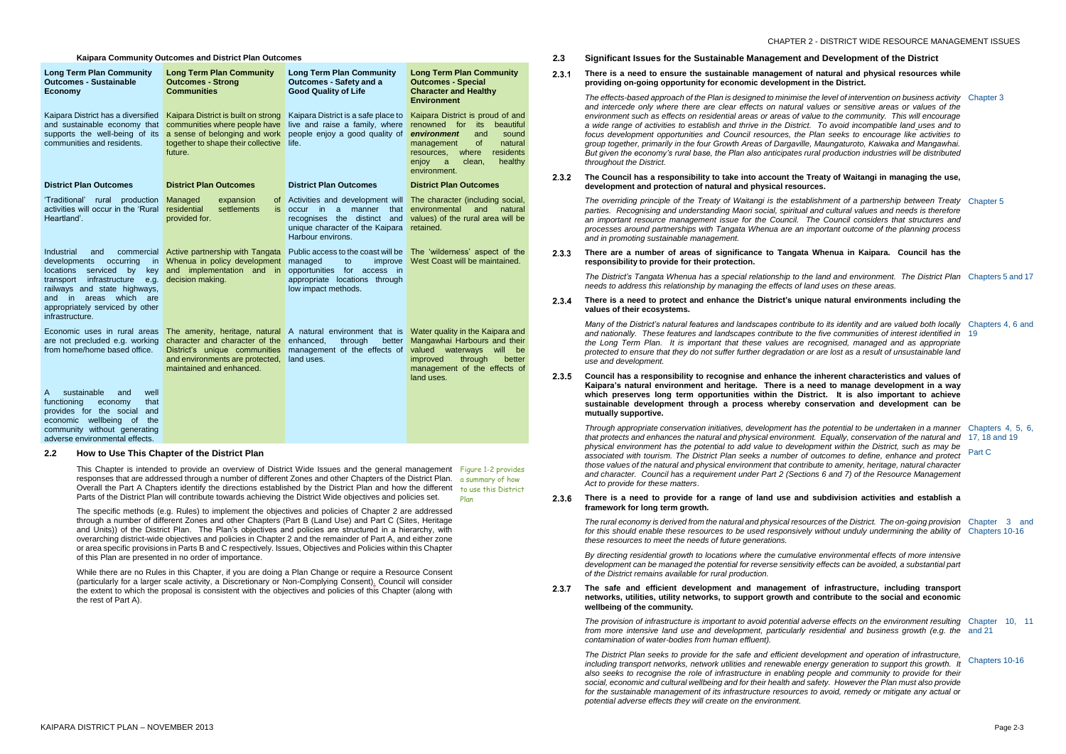**Kaipara Community Outcomes and District Plan Outcomes**

| Long Term Plan Community Outcomes - Sustainable Economy | Long Term Plan Community Outcomes - Strong Communities | Long Term Plan Community Outcomes - Safety and a Good Quality of Life | Long Term Plan Community Outcomes - Special Character and Healthy Environment |
|---|---|---|---|
| Kaipara District has a diversified and sustainable economy that supports the well-being of its communities and residents. | Kaipara District is built on strong communities where people have a sense of belonging and work together to shape their collective future. | Kaipara District is a safe place to live and raise a family, where people enjoy a good quality of life. | Kaipara District is proud of and renowned for its beautiful ***environment*** and sound management of natural resources, where residents enjoy a clean, healthy environment. |
| **District Plan Outcomes** | **District Plan Outcomes** | **District Plan Outcomes** | **District Plan Outcomes** |
| 'Traditional' rural production activities will occur in the 'Rural Heartland'. | Managed expansion of residential settlements is provided for. | Activities and development will occur in a manner that recognises the distinct and unique character of the Kaipara Harbour environs. | The character (including social, environmental and natural values) of the rural area will be retained. |
| Industrial and commercial developments occurring in locations serviced by key transport infrastructure e.g. railways and state highways, and in areas which are appropriately serviced by other infrastructure. | Active partnership with Tangata Whenua in policy development and implementation and in decision making. | Public access to the coast will be managed to improve opportunities for access in appropriate locations through low impact methods. | The 'wilderness' aspect of the West Coast will be maintained. |
| Economic uses in rural areas are not precluded e.g. working from home/home based office. | The amenity, heritage, natural character and character of the District's unique communities and environments are protected, maintained and enhanced. | A natural environment that is enhanced, through better management of the effects of land uses. | Water quality in the Kaipara and Mangawhai Harbours and their valued waterways will be improved through better management of the effects of land uses. |
| A sustainable and well functioning economy that provides for the social and economic wellbeing of the community without generating adverse environmental effects. | | | |

## 2.2 How to Use This Chapter of the District Plan

This Chapter is intended to provide an overview of District Wide Issues and the general management responses that are addressed through a number of different Zones and other Chapters of the District Plan. Overall the Part A Chapters identify the directions established by the District Plan and how the different Parts of the District Plan will contribute towards achieving the District Wide objectives and policies set.

*Figure 1-2 provides a summary of how to use this District Plan*

The specific methods (e.g. Rules) to implement the objectives and policies of Chapter 2 are addressed through a number of different Zones and other Chapters (Part B (Land Use) and Part C (Sites, Heritage and Units)) of the District Plan. The Plan's objectives and policies are structured in a hierarchy, with overarching district-wide objectives and policies in Chapter 2 and the remainder of Part A, and either zone or area specific provisions in Parts B and C respectively. Issues, Objectives and Policies within this Chapter of this Plan are presented in no order of importance.

While there are no Rules in this Chapter, if you are doing a Plan Change or require a Resource Consent (particularly for a larger scale activity, a Discretionary or Non-Complying Consent), Council will consider the extent to which the proposal is consistent with the objectives and policies of this Chapter (along with the rest of Part A).

## 2.3 Significant Issues for the Sustainable Management and Development of the District

**2.3.1 There is a need to ensure the sustainable management of natural and physical resources while providing on-going opportunity for economic development in the District.**

*The effects-based approach of the Plan is designed to minimise the level of intervention on business activity and intercede only where there are clear effects on natural values or sensitive areas or values of the environment such as effects on residential areas or areas of value to the community. This will encourage a wide range of activities to establish and thrive in the District. To avoid incompatible land uses and to focus development opportunities and Council resources, the Plan seeks to encourage like activities to group together, primarily in the four Growth Areas of Dargaville, Maungaturoto, Kaiwaka and Mangawhai. But given the economy's rural base, the Plan also anticipates rural production industries will be distributed throughout the District.* (Chapter 3)

**2.3.2 The Council has a responsibility to take into account the Treaty of Waitangi in managing the use, development and protection of natural and physical resources.**

*The overriding principle of the Treaty of Waitangi is the establishment of a partnership between Treaty parties. Recognising and understanding Maori social, spiritual and cultural values and needs is therefore an important resource management issue for the Council. The Council considers that structures and processes around partnerships with Tangata Whenua are an important outcome of the planning process and in promoting sustainable management.* (Chapter 5)

**2.3.3 There are a number of areas of significance to Tangata Whenua in Kaipara. Council has the responsibility to provide for their protection.**

*The District's Tangata Whenua has a special relationship to the land and environment. The District Plan needs to address this relationship by managing the effects of land uses on these areas.* (Chapters 5 and 17)

**2.3.4 There is a need to protect and enhance the District's unique natural environments including the values of their ecosystems.**

*Many of the District's natural features and landscapes contribute to its identity and are valued both locally and nationally. These features and landscapes contribute to the five communities of interest identified in the Long Term Plan. It is important that these values are recognised, managed and as appropriate protected to ensure that they do not suffer further degradation or are lost as a result of unsustainable land use and development.* (Chapters 4, 6 and 19)

**2.3.5 Council has a responsibility to recognise and enhance the inherent characteristics and values of Kaipara's natural environment and heritage. There is a need to manage development in a way which preserves long term opportunities within the District. It is also important to achieve sustainable development through a process whereby conservation and development can be mutually supportive.**

*Through appropriate conservation initiatives, development has the potential to be undertaken in a manner that protects and enhances the natural and physical environment. Equally, conservation of the natural and physical environment has the potential to add value to development within the District, such as may be associated with tourism. The District Plan seeks a number of outcomes to define, enhance and protect those values of the natural and physical environment that contribute to amenity, heritage, natural character and character. Council has a requirement under Part 2 (Sections 6 and 7) of the Resource Management Act to provide for these matters.* (Chapters 4, 5, 6, 17, 18 and 19; Part C)

**2.3.6 There is a need to provide for a range of land use and subdivision activities and establish a framework for long term growth.**

*The rural economy is derived from the natural and physical resources of the District. The on-going provision for this should enable these resources to be used responsively without unduly undermining the ability of these resources to meet the needs of future generations.* (Chapter 3 and Chapters 10-16)

*By directing residential growth to locations where the cumulative environmental effects of more intensive development can be managed the potential for reverse sensitivity effects can be avoided, a substantial part of the District remains available for rural production.*

**2.3.7 The safe and efficient development and management of infrastructure, including transport networks, utilities, utility networks, to support growth and contribute to the social and economic wellbeing of the community.**

*The provision of infrastructure is important to avoid potential adverse effects on the environment resulting from more intensive land use and development, particularly residential and business growth (e.g. the contamination of water-bodies from human effluent).* (Chapter 10, 11 and 21)

*The District Plan seeks to provide for the safe and efficient development and operation of infrastructure, including transport networks, network utilities and renewable energy generation to support this growth. It also seeks to recognise the role of infrastructure in enabling people and community to provide for their social, economic and cultural wellbeing and for their health and safety. However the Plan must also provide for the sustainable management of its infrastructure resources to avoid, remedy or mitigate any actual or potential adverse effects they will create on the environment.* (Chapters 10-16)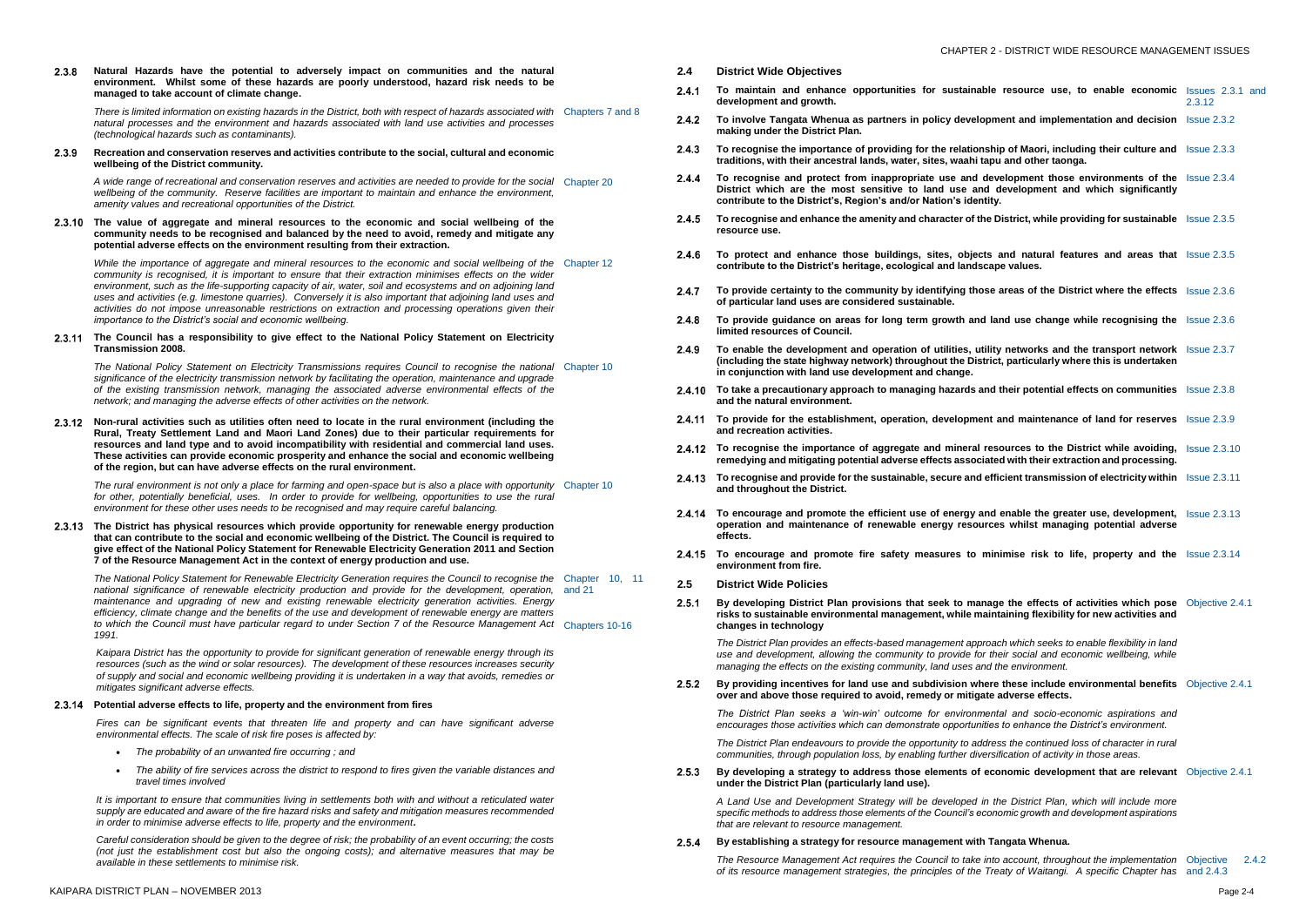**2.3.8 Natural Hazards have the potential to adversely impact on communities and the natural environment. Whilst some of these hazards are poorly understood, hazard risk needs to be managed to take account of climate change.**

*There is limited information on existing hazards in the District, both with respect of hazards associated with natural processes and the environment and hazards associated with land use activities and processes (technological hazards such as contaminants).* Chapters 7 and 8

**2.3.9 Recreation and conservation reserves and activities contribute to the social, cultural and economic wellbeing of the District community.**

*A wide range of recreational and conservation reserves and activities are needed to provide for the social wellbeing of the community. Reserve facilities are important to maintain and enhance the environment, amenity values and recreational opportunities of the District.* Chapter 20

**2.3.10 The value of aggregate and mineral resources to the economic and social wellbeing of the community needs to be recognised and balanced by the need to avoid, remedy and mitigate any potential adverse effects on the environment resulting from their extraction.**

*While the importance of aggregate and mineral resources to the economic and social wellbeing of the community is recognised, it is important to ensure that their extraction minimises effects on the wider environment, such as the life-supporting capacity of air, water, soil and ecosystems and on adjoining land uses and activities (e.g. limestone quarries). Conversely it is also important that adjoining land uses and activities do not impose unreasonable restrictions on extraction and processing operations given their importance to the District's social and economic wellbeing.* Chapter 12

**2.3.11 The Council has a responsibility to give effect to the National Policy Statement on Electricity Transmission 2008.**

*The National Policy Statement on Electricity Transmissions requires Council to recognise the national significance of the electricity transmission network by facilitating the operation, maintenance and upgrade of the existing transmission network, managing the associated adverse environmental effects of the network; and managing the adverse effects of other activities on the network.* Chapter 10

**2.3.12 Non-rural activities such as utilities often need to locate in the rural environment (including the Rural, Treaty Settlement Land and Maori Land Zones) due to their particular requirements for resources and land type and to avoid incompatibility with residential and commercial land uses. These activities can provide economic prosperity and enhance the social and economic wellbeing of the region, but can have adverse effects on the rural environment.**

*The rural environment is not only a place for farming and open-space but is also a place with opportunity for other, potentially beneficial, uses. In order to provide for wellbeing, opportunities to use the rural environment for these other uses needs to be recognised and may require careful balancing.* Chapter 10

**2.3.13 The District has physical resources which provide opportunity for renewable energy production that can contribute to the social and economic wellbeing of the District. The Council is required to give effect of the National Policy Statement for Renewable Electricity Generation 2011 and Section 7 of the Resource Management Act in the context of energy production and use.**

*The National Policy Statement for Renewable Electricity Generation requires the Council to recognise the national significance of renewable electricity production and provide for the development, operation, maintenance and upgrading of new and existing renewable electricity generation activities. Energy efficiency, climate change and the benefits of the use and development of renewable energy are matters to which the Council must have particular regard to under Section 7 of the Resource Management Act 1991.* Chapter 10, 11 and 21; Chapters 10-16

*Kaipara District has the opportunity to provide for significant generation of renewable energy through its resources (such as the wind or solar resources). The development of these resources increases security of supply and social and economic wellbeing providing it is undertaken in a way that avoids, remedies or mitigates significant adverse effects.*

**2.3.14 Potential adverse effects to life, property and the environment from fires**

*Fires can be significant events that threaten life and property and can have significant adverse environmental effects. The scale of risk fire poses is affected by:*

- *The probability of an unwanted fire occurring ; and*
- *The ability of fire services across the district to respond to fires given the variable distances and travel times involved*

*It is important to ensure that communities living in settlements both with and without a reticulated water supply are educated and aware of the fire hazard risks and safety and mitigation measures recommended in order to minimise adverse effects to life, property and the environment.*

*Careful consideration should be given to the degree of risk; the probability of an event occurring; the costs (not just the establishment cost but also the ongoing costs); and alternative measures that may be available in these settlements to minimise risk.*

## 2.4 District Wide Objectives

**2.4.1 To maintain and enhance opportunities for sustainable resource use, to enable economic development and growth.** Issues 2.3.1 and 2.3.12

**2.4.2 To involve Tangata Whenua as partners in policy development and implementation and decision making under the District Plan.** Issue 2.3.2

**2.4.3 To recognise the importance of providing for the relationship of Maori, including their culture and traditions, with their ancestral lands, water, sites, waahi tapu and other taonga.** Issue 2.3.3

**2.4.4 To recognise and protect from inappropriate use and development those environments of the District which are the most sensitive to land use and development and which significantly contribute to the District's, Region's and/or Nation's identity.** Issue 2.3.4

**2.4.5 To recognise and enhance the amenity and character of the District, while providing for sustainable resource use.** Issue 2.3.5

**2.4.6 To protect and enhance those buildings, sites, objects and natural features and areas that contribute to the District's heritage, ecological and landscape values.** Issue 2.3.5

**2.4.7 To provide certainty to the community by identifying those areas of the District where the effects of particular land uses are considered sustainable.** Issue 2.3.6

**2.4.8 To provide guidance on areas for long term growth and land use change while recognising the limited resources of Council.** Issue 2.3.6

**2.4.9 To enable the development and operation of utilities, utility networks and the transport network (including the state highway network) throughout the District, particularly where this is undertaken in conjunction with land use development and change.** Issue 2.3.7

**2.4.10 To take a precautionary approach to managing hazards and their potential effects on communities and the natural environment.** Issue 2.3.8

**2.4.11 To provide for the establishment, operation, development and maintenance of land for reserves and recreation activities.** Issue 2.3.9

**2.4.12 To recognise the importance of aggregate and mineral resources to the District while avoiding, remedying and mitigating potential adverse effects associated with their extraction and processing.** Issue 2.3.10

**2.4.13 To recognise and provide for the sustainable, secure and efficient transmission of electricity within and throughout the District.** Issue 2.3.11

**2.4.14 To encourage and promote the efficient use of energy and enable the greater use, development, operation and maintenance of renewable energy resources whilst managing potential adverse effects.** Issue 2.3.13

**2.4.15 To encourage and promote fire safety measures to minimise risk to life, property and the environment from fire.** Issue 2.3.14

## 2.5 District Wide Policies

**2.5.1 By developing District Plan provisions that seek to manage the effects of activities which pose risks to sustainable environmental management, while maintaining flexibility for new activities and changes in technology** Objective 2.4.1

*The District Plan provides an effects-based management approach which seeks to enable flexibility in land use and development, allowing the community to provide for their social and economic wellbeing, while managing the effects on the existing community, land uses and the environment.*

**2.5.2 By providing incentives for land use and subdivision where these include environmental benefits over and above those required to avoid, remedy or mitigate adverse effects.** Objective 2.4.1

*The District Plan seeks a 'win-win' outcome for environmental and socio-economic aspirations and encourages those activities which can demonstrate opportunities to enhance the District's environment.*

*The District Plan endeavours to provide the opportunity to address the continued loss of character in rural communities, through population loss, by enabling further diversification of activity in those areas.*

**2.5.3 By developing a strategy to address those elements of economic development that are relevant under the District Plan (particularly land use).** Objective 2.4.1

*A Land Use and Development Strategy will be developed in the District Plan, which will include more specific methods to address those elements of the Council's economic growth and development aspirations that are relevant to resource management.*

**2.5.4 By establishing a strategy for resource management with Tangata Whenua.** Objective 2.4.2 and 2.4.3

*The Resource Management Act requires the Council to take into account, throughout the implementation of its resource management strategies, the principles of the Treaty of Waitangi. A specific Chapter has*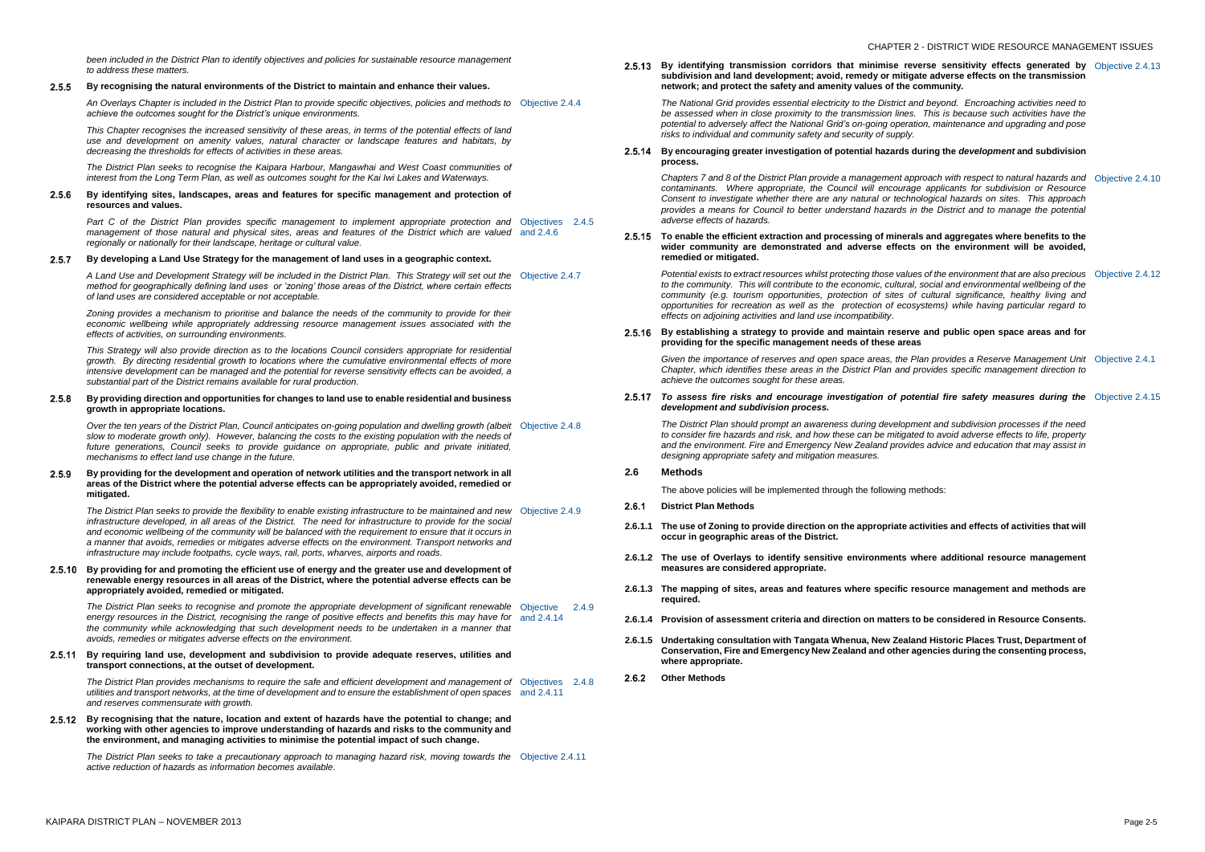been included in the District Plan to identify objectives and policies for sustainable resource management to address these matters.

### 2.5.5 By recognising the natural environments of the District to maintain and enhance their values.

*An Overlays Chapter is included in the District Plan to provide specific objectives, policies and methods to achieve the outcomes sought for the District's unique environments.*

*This Chapter recognises the increased sensitivity of these areas, in terms of the potential effects of land use and development on amenity values, natural character or landscape features and habitats, by decreasing the thresholds for effects of activities in these areas.*

*The District Plan seeks to recognise the Kaipara Harbour, Mangawhai and West Coast communities of interest from the Long Term Plan, as well as outcomes sought for the Kai Iwi Lakes and Waterways.*

Objective 2.4.4

### 2.5.6 By identifying sites, landscapes, areas and features for specific management and protection of resources and values.

*Part C of the District Plan provides specific management to implement appropriate protection and management of those natural and physical sites, areas and features of the District which are valued regionally or nationally for their landscape, heritage or cultural value.*

Objectives 2.4.5 and 2.4.6

### 2.5.7 By developing a Land Use Strategy for the management of land uses in a geographic context.

*A Land Use and Development Strategy will be included in the District Plan. This Strategy will set out the method for geographically defining land uses or 'zoning' those areas of the District, where certain effects of land uses are considered acceptable or not acceptable.*

*Zoning provides a mechanism to prioritise and balance the needs of the community to provide for their economic wellbeing while appropriately addressing resource management issues associated with the effects of activities, on surrounding environments.*

*This Strategy will also provide direction as to the locations Council considers appropriate for residential growth. By directing residential growth to locations where the cumulative environmental effects of more intensive development can be managed and the potential for reverse sensitivity effects can be avoided, a substantial part of the District remains available for rural production.*

Objective 2.4.7

### 2.5.8 By providing direction and opportunities for changes to land use to enable residential and business growth in appropriate locations.

*Over the ten years of the District Plan, Council anticipates on-going population and dwelling growth (albeit slow to moderate growth only). However, balancing the costs to the existing population with the needs of future generations, Council seeks to provide guidance on appropriate, public and private initiated, mechanisms to effect land use change in the future.*

Objective 2.4.8

### 2.5.9 By providing for the development and operation of network utilities and the transport network in all areas of the District where the potential adverse effects can be appropriately avoided, remedied or mitigated.

*The District Plan seeks to provide the flexibility to enable existing infrastructure to be maintained and new infrastructure developed, in all areas of the District. The need for infrastructure to provide for the social and economic wellbeing of the community will be balanced with the requirement to ensure that it occurs in a manner that avoids, remedies or mitigates adverse effects on the environment. Transport networks and infrastructure may include footpaths, cycle ways, rail, ports, wharves, airports and roads.*

Objective 2.4.9

### 2.5.10 By providing for and promoting the efficient use of energy and the greater use and development of renewable energy resources in all areas of the District, where the potential adverse effects can be appropriately avoided, remedied or mitigated.

*The District Plan seeks to recognise and promote the appropriate development of significant renewable energy resources in the District, recognising the range of positive effects and benefits this may have for the community while acknowledging that such development needs to be undertaken in a manner that avoids, remedies or mitigates adverse effects on the environment.*

Objective 2.4.9 and 2.4.14

### 2.5.11 By requiring land use, development and subdivision to provide adequate reserves, utilities and transport connections, at the outset of development.

*The District Plan provides mechanisms to require the safe and efficient development and management of utilities and transport networks, at the time of development and to ensure the establishment of open spaces and reserves commensurate with growth.*

Objectives 2.4.8 and 2.4.11

### 2.5.12 By recognising that the nature, location and extent of hazards have the potential to change; and working with other agencies to improve understanding of hazards and risks to the community and the environment, and managing activities to minimise the potential impact of such change.

*The District Plan seeks to take a precautionary approach to managing hazard risk, moving towards the active reduction of hazards as information becomes available.*

Objective 2.4.11

### 2.5.13 By identifying transmission corridors that minimise reverse sensitivity effects generated by subdivision and land development; avoid, remedy or mitigate adverse effects on the transmission network; and protect the safety and amenity values of the community.

*The National Grid provides essential electricity to the District and beyond. Encroaching activities need to be assessed when in close proximity to the transmission lines. This is because such activities have the potential to adversely affect the National Grid's on-going operation, maintenance and upgrading and pose risks to individual and community safety and security of supply.*

Objective 2.4.13

### 2.5.14 By encouraging greater investigation of potential hazards during the *development* and subdivision process.

*Chapters 7 and 8 of the District Plan provide a management approach with respect to natural hazards and contaminants. Where appropriate, the Council will encourage applicants for subdivision or Resource Consent to investigate whether there are any natural or technological hazards on sites. This approach provides a means for Council to better understand hazards in the District and to manage the potential adverse effects of hazards.*

Objective 2.4.10

### 2.5.15 To enable the efficient extraction and processing of minerals and aggregates where benefits to the wider community are demonstrated and adverse effects on the environment will be avoided, remedied or mitigated.

*Potential exists to extract resources whilst protecting those values of the environment that are also precious to the community. This will contribute to the economic, cultural, social and environmental wellbeing of the community (e.g. tourism opportunities, protection of sites of cultural significance, healthy living and opportunities for recreation as well as the protection of ecosystems) while having particular regard to effects on adjoining activities and land use incompatibility.*

Objective 2.4.12

### 2.5.16 By establishing a strategy to provide and maintain reserve and public open space areas and for providing for the specific management needs of these areas

*Given the importance of reserves and open space areas, the Plan provides a Reserve Management Unit Chapter, which identifies these areas in the District Plan and provides specific management direction to achieve the outcomes sought for these areas.*

Objective 2.4.1

### 2.5.17 *To assess fire risks and encourage investigation of potential fire safety measures during the development and subdivision process.*

*The District Plan should prompt an awareness during development and subdivision processes if the need to consider fire hazards and risk, and how these can be mitigated to avoid adverse effects to life, property and the environment. Fire and Emergency New Zealand provides advice and education that may assist in designing appropriate safety and mitigation measures.*

Objective 2.4.15

## 2.6 Methods

The above policies will be implemented through the following methods:

### 2.6.1 District Plan Methods

**2.6.1.1 The use of Zoning to provide direction on the appropriate activities and effects of activities that will occur in geographic areas of the District.**

**2.6.1.2 The use of Overlays to identify sensitive environments where additional resource management measures are considered appropriate.**

**2.6.1.3 The mapping of sites, areas and features where specific resource management and methods are required.**

**2.6.1.4 Provision of assessment criteria and direction on matters to be considered in Resource Consents.**

**2.6.1.5 Undertaking consultation with Tangata Whenua, New Zealand Historic Places Trust, Department of Conservation, Fire and Emergency New Zealand and other agencies during the consenting process, where appropriate.**

### 2.6.2 Other Methods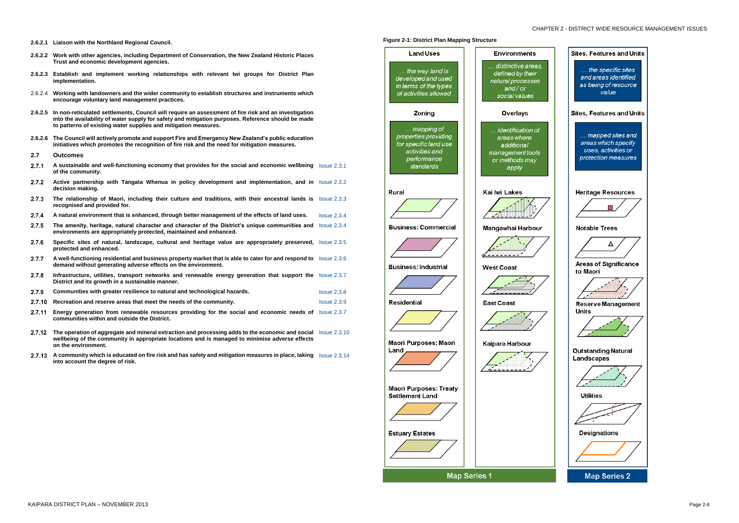**2.6.2.1 Liaison with the Northland Regional Council.**

**2.6.2.2 Work with other agencies, including Department of Conservation, the New Zealand Historic Places Trust and economic development agencies.**

**2.6.2.3 Establish and implement working relationships with relevant Iwi groups for District Plan implementation.**

2.6.2.4 **Working with landowners and the wider community to establish structures and instruments which encourage voluntary land management practices.**

**2.6.2.5 In non-reticulated settlements, Council will require an assessment of fire risk and an investigation into the availability of water supply for safety and mitigation purposes. Reference should be made to patterns of existing water supplies and mitigation measures.**

**2.6.2.6 The Council will actively promote and support Fire and Emergency New Zealand's public education initiatives which promotes the recognition of fire risk and the need for mitigation measures.**

## 2.7 Outcomes

**2.7.1 A sustainable and well-functioning economy that provides for the social and economic wellbeing of the community.** Issue 2.3.1

**2.7.2 Active partnership with Tangata Whenua in policy development and implementation, and in decision making.** Issue 2.3.2

**2.7.3 The relationship of Maori, including their culture and traditions, with their ancestral lands is recognised and provided for.** Issue 2.3.3

**2.7.4 A natural environment that is enhanced, through better management of the effects of land uses.** Issue 2.3.4

**2.7.5 The amenity, heritage, natural character and character of the District's unique communities and environments are appropriately protected, maintained and enhanced.** Issue 2.3.4

**2.7.6 Specific sites of natural, landscape, cultural and heritage value are appropriately preserved, protected and enhanced.** Issue 2.3.5

**2.7.7 A well-functioning residential and business property market that is able to cater for and respond to demand without generating adverse effects on the environment.** Issue 2.3.6

**2.7.8 Infrastructure, utilities, transport networks and renewable energy generation that support the District and its growth in a sustainable manner.** Issue 2.3.7

**2.7.9 Communities with greater resilience to natural and technological hazards.** Issue 2.3.8

**2.7.10 Recreation and reserve areas that meet the needs of the community.** Issue 2.3.9

**2.7.11 Energy generation from renewable resources providing for the social and economic needs of communities within and outside the District.** Issue 2.3.7

**2.7.12 The operation of aggregate and mineral extraction and processing adds to the economic and social wellbeing of the community in appropriate locations and is managed to minimise adverse effects on the environment.** Issue 2.3.10

**2.7.13 A community which is educated on fire risk and has safety and mitigation measures in place, taking into account the degree of risk.** Issue 2.3.14

**Figure 2-1: District Plan Mapping Structure**

Land Uses
... the way land is developed and used in terms of the types of activities allowed

Zoning
... mapping of properties providing for specific land use activities and performance standards

Rural
Business: Commercial
Business: Industrial
Residential
Maori Purposes: Maori Land
Maori Purposes: Treaty Settlement Land
Estuary Estates

Environments
... distinctive areas, defined by their natural processes and / or social values

Overlays
... identification of areas where additional management tools or methods may apply

Kai Iwi Lakes
Mangawhai Harbour
West Coast
East Coast
Kaipara Harbour

Map Series 1

Sites, Features and Units
... the specific sites and areas identified as being of resource value

Sites, Features and Units
... mapped sites and areas which specify uses, activities or protection measures

Heritage Resources
Notable Trees
Areas of Significance to Maori
Reserve Management Units
Outstanding Natural Landscapes
Utilities
Designations

Map Series 2